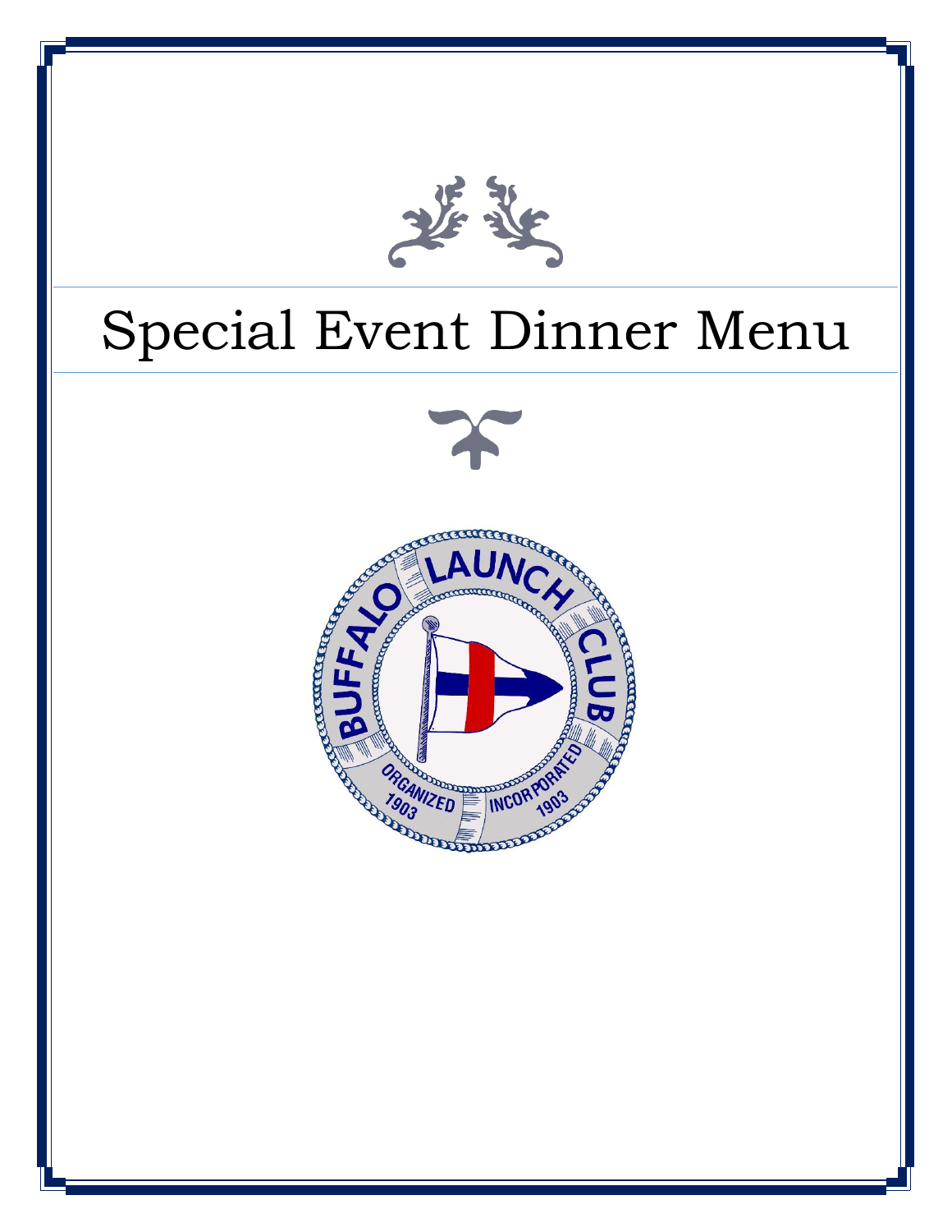# Special Event Dinner Menu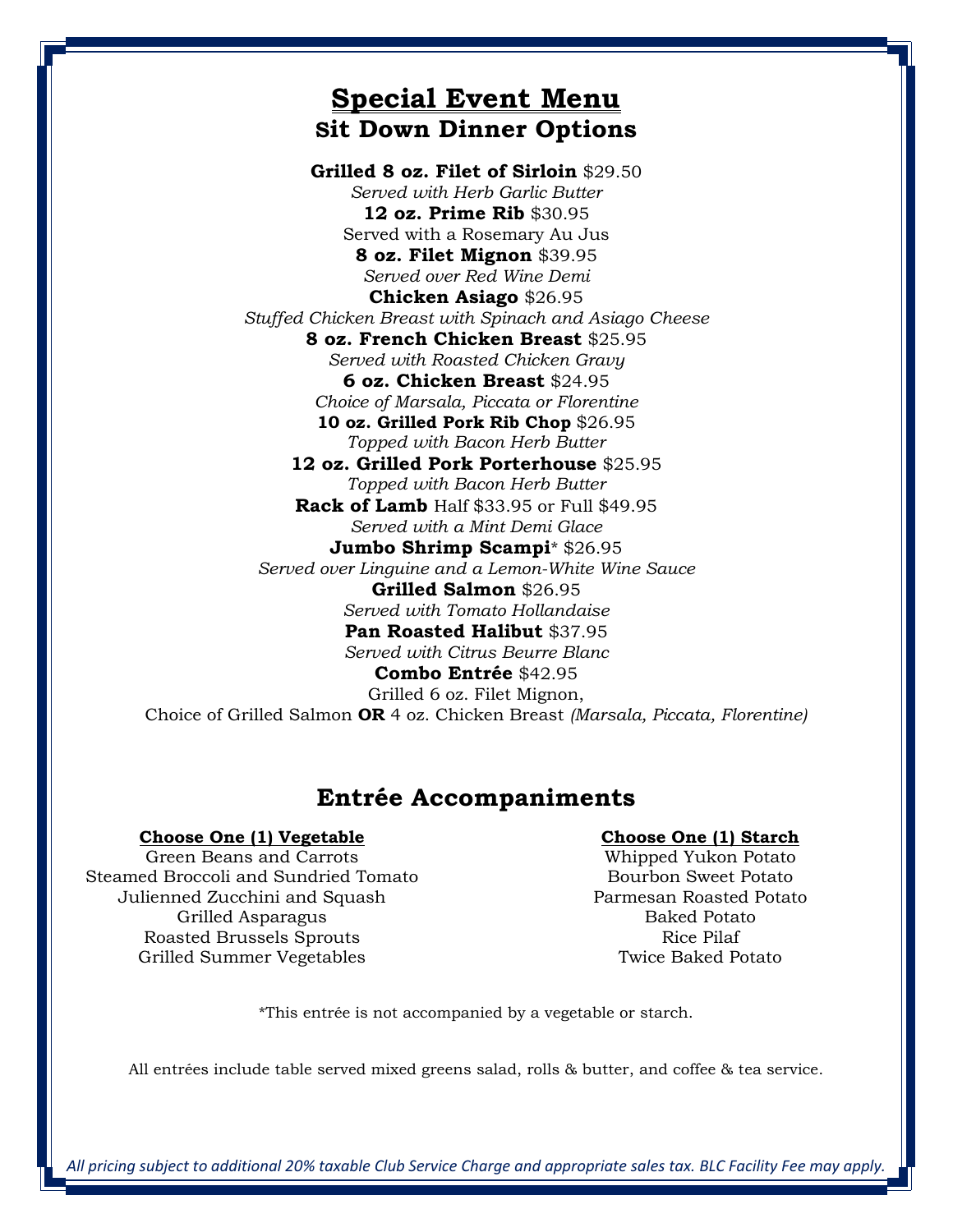# Special Event Menu

## Sit Down Dinner Options

**Grilled 8 oz. Filet of Sirloin** $29.50
*Served with Herb Garlic Butter*

**12 oz. Prime Rib** $30.95
Served with a Rosemary Au Jus

**8 oz. Filet Mignon** $39.95
*Served over Red Wine Demi*

**Chicken Asiago** $26.95
*Stuffed Chicken Breast with Spinach and Asiago Cheese*

**8 oz. French Chicken Breast** $25.95
*Served with Roasted Chicken Gravy*

**6 oz. Chicken Breast** $24.95
*Choice of Marsala, Piccata or Florentine*

**10 oz. Grilled Pork Rib Chop** $26.95
*Topped with Bacon Herb Butter*

**12 oz. Grilled Pork Porterhouse** $25.95
*Topped with Bacon Herb Butter*

**Rack of Lamb** Half $33.95 or Full $49.95
*Served with a Mint Demi Glace*

**Jumbo Shrimp Scampi*** $26.95
*Served over Linguine and a Lemon-White Wine Sauce*

**Grilled Salmon** $26.95
*Served with Tomato Hollandaise*

**Pan Roasted Halibut** $37.95
*Served with Citrus Beurre Blanc*

**Combo Entrée** $42.95
Grilled 6 oz. Filet Mignon,
Choice of Grilled Salmon **OR** 4 oz. Chicken Breast *(Marsala, Piccata, Florentine)*

## Entrée Accompaniments

**Choose One (1) Vegetable**

- Green Beans and Carrots
- Steamed Broccoli and Sundried Tomato
- Julienned Zucchini and Squash
- Grilled Asparagus
- Roasted Brussels Sprouts
- Grilled Summer Vegetables

**Choose One (1) Starch**

- Whipped Yukon Potato
- Bourbon Sweet Potato
- Parmesan Roasted Potato
- Baked Potato
- Rice Pilaf
- Twice Baked Potato

*This entrée is not accompanied by a vegetable or starch.

All entrées include table served mixed greens salad, rolls & butter, and coffee & tea service.

*All pricing subject to additional 20% taxable Club Service Charge and appropriate sales tax. BLC Facility Fee may apply.*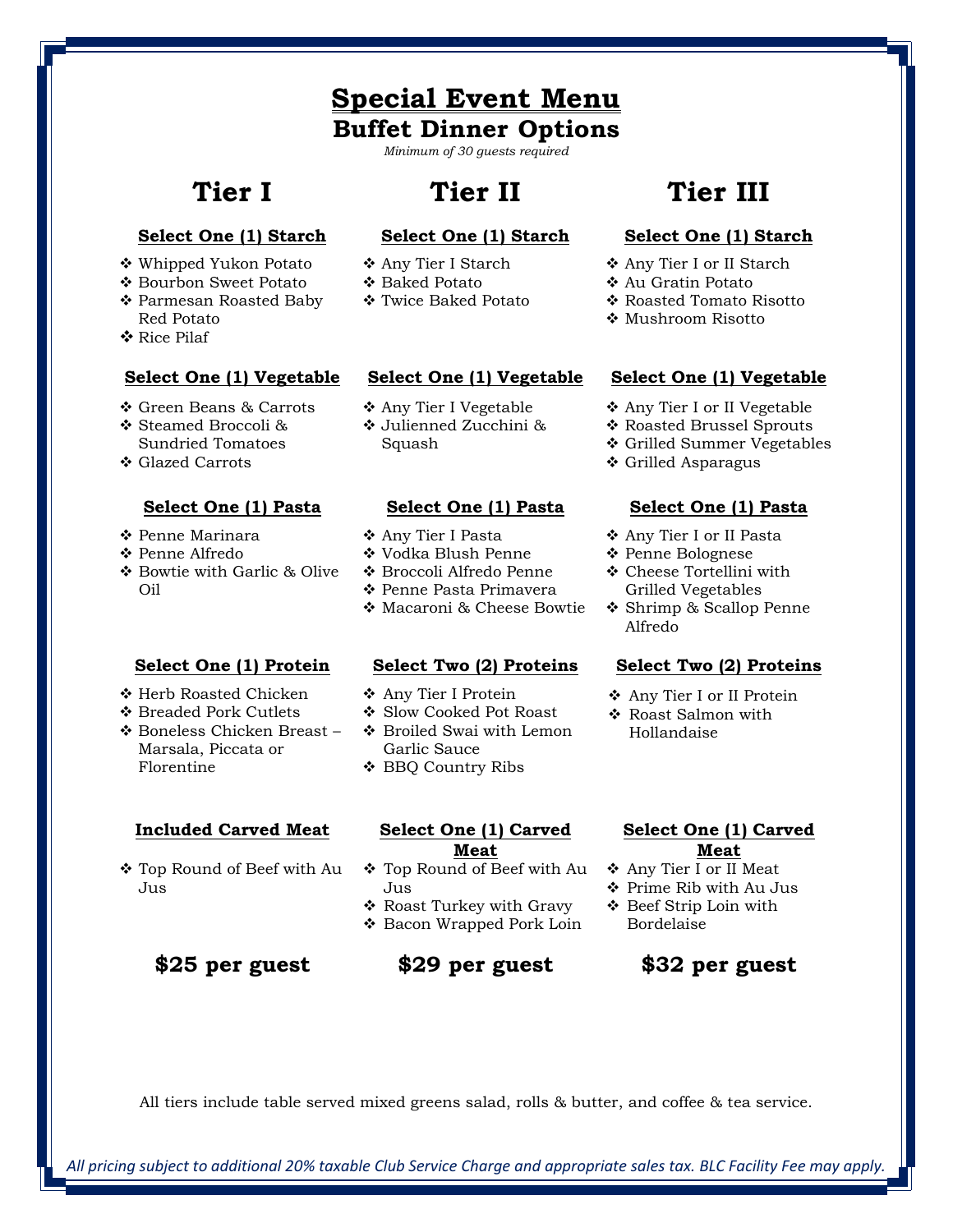# Special Event Menu

## Buffet Dinner Options

*Minimum of 30 guests required*

## Tier I

### Select One (1) Starch

- Whipped Yukon Potato
- Bourbon Sweet Potato
- Parmesan Roasted Baby Red Potato
- Rice Pilaf

### Select One (1) Vegetable

- Green Beans & Carrots
- Steamed Broccoli & Sundried Tomatoes
- Glazed Carrots

### Select One (1) Pasta

- Penne Marinara
- Penne Alfredo
- Bowtie with Garlic & Olive Oil

### Select One (1) Protein

- Herb Roasted Chicken
- Breaded Pork Cutlets
- Boneless Chicken Breast – Marsala, Piccata or Florentine

### Included Carved Meat

- Top Round of Beef with Au Jus

**$25 per guest**

## Tier II

### Select One (1) Starch

- Any Tier I Starch
- Baked Potato
- Twice Baked Potato

### Select One (1) Vegetable

- Any Tier I Vegetable
- Julienned Zucchini & Squash

### Select One (1) Pasta

- Any Tier I Pasta
- Vodka Blush Penne
- Broccoli Alfredo Penne
- Penne Pasta Primavera
- Macaroni & Cheese Bowtie

### Select Two (2) Proteins

- Any Tier I Protein
- Slow Cooked Pot Roast
- Broiled Swai with Lemon Garlic Sauce
- BBQ Country Ribs

### Select One (1) Carved Meat

- Top Round of Beef with Au Jus
- Roast Turkey with Gravy
- Bacon Wrapped Pork Loin

**$29 per guest**

## Tier III

### Select One (1) Starch

- Any Tier I or II Starch
- Au Gratin Potato
- Roasted Tomato Risotto
- Mushroom Risotto

### Select One (1) Vegetable

- Any Tier I or II Vegetable
- Roasted Brussel Sprouts
- Grilled Summer Vegetables
- Grilled Asparagus

### Select One (1) Pasta

- Any Tier I or II Pasta
- Penne Bolognese
- Cheese Tortellini with Grilled Vegetables
- Shrimp & Scallop Penne Alfredo

### Select Two (2) Proteins

- Any Tier I or II Protein
- Roast Salmon with Hollandaise

### Select One (1) Carved Meat

- Any Tier I or II Meat
- Prime Rib with Au Jus
- Beef Strip Loin with Bordelaise

**$32 per guest**

All tiers include table served mixed greens salad, rolls & butter, and coffee & tea service.

*All pricing subject to additional 20% taxable Club Service Charge and appropriate sales tax. BLC Facility Fee may apply.*